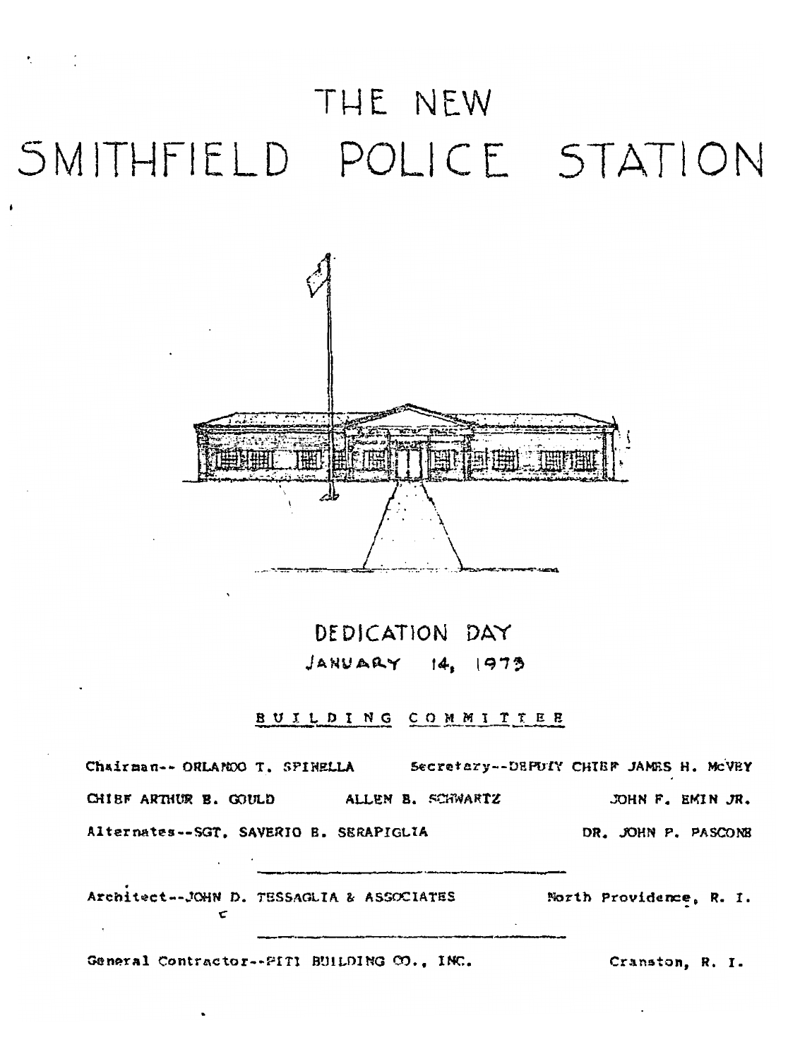# THE NEW SMITHFIELD POLICE STATION

## DEDICATION DAY
### JANUARY 14, 1973

**BUILDING COMMITTEE**

Chairman-- ORLANDO T. SPINELLA    Secretary--DEPUTY CHIEF JAMES H. McVEY

CHIEF ARTHUR B. GOULD    ALLEN B. SCHWARTZ    JOHN F. EMIN JR.

Alternates--SGT. SAVERIO B. SERAPIGLIA    DR. JOHN P. PASCONE

---

Architect--JOHN D. TESSAGLIA & ASSOCIATES    North Providence, R. I.

---

General Contractor--PITI BUILDING CO., INC.    Cranston, R. I.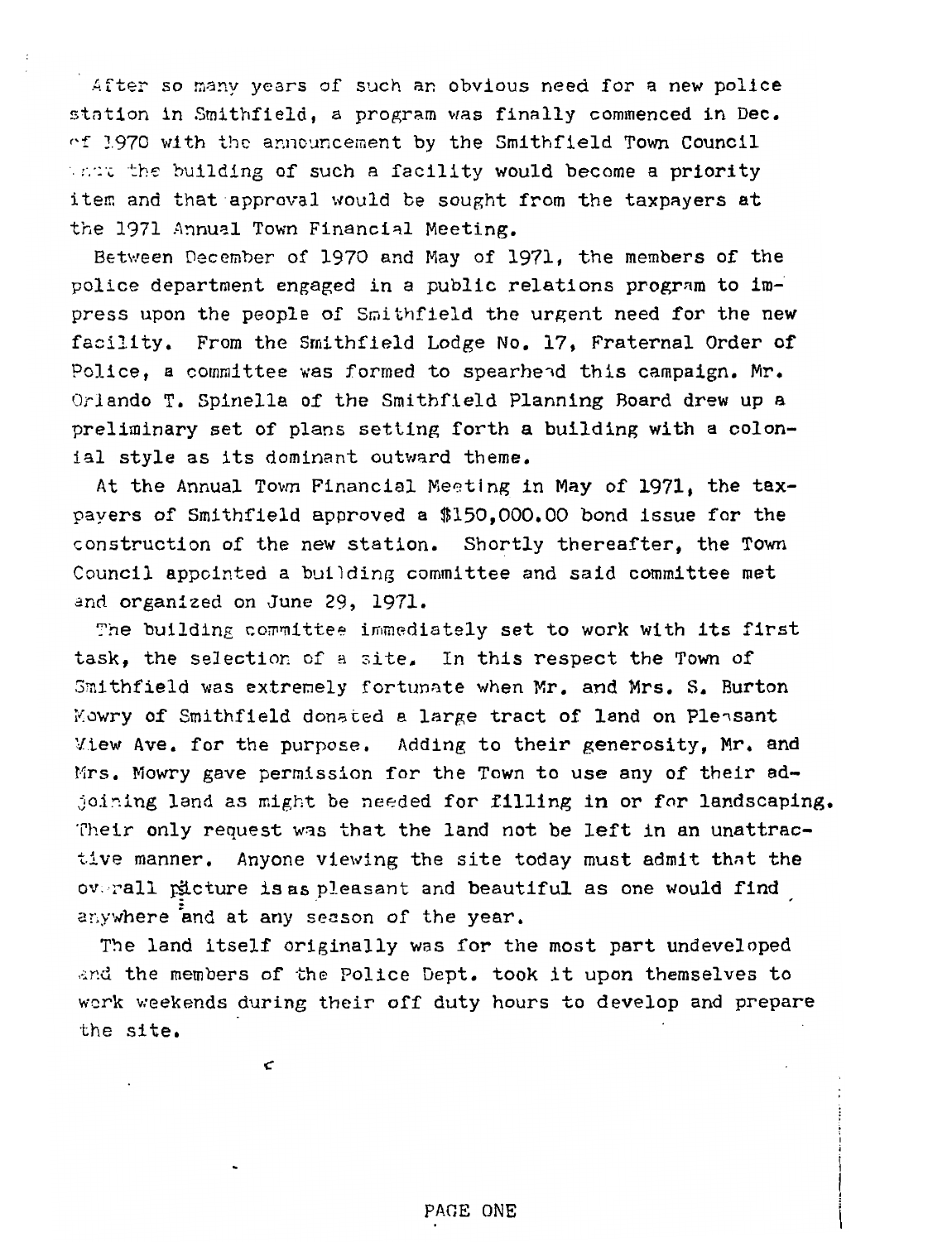After so many years of such an obvious need for a new police station in Smithfield, a program was finally commenced in Dec. of 1970 with the announcement by the Smithfield Town Council that the building of such a facility would become a priority item and that approval would be sought from the taxpayers at the 1971 Annual Town Financial Meeting.

Between December of 1970 and May of 1971, the members of the police department engaged in a public relations program to impress upon the people of Smithfield the urgent need for the new facility. From the Smithfield Lodge No. 17, Fraternal Order of Police, a committee was formed to spearhead this campaign. Mr. Orlando T. Spinella of the Smithfield Planning Board drew up a preliminary set of plans setting forth a building with a colonial style as its dominant outward theme.

At the Annual Town Financial Meeting in May of 1971, the taxpayers of Smithfield approved a $150,000.00 bond issue for the construction of the new station. Shortly thereafter, the Town Council appointed a building committee and said committee met and organized on June 29, 1971.

The building committee immediately set to work with its first task, the selection of a site. In this respect the Town of Smithfield was extremely fortunate when Mr. and Mrs. S. Burton Mowry of Smithfield donated a large tract of land on Pleasant View Ave. for the purpose. Adding to their generosity, Mr. and Mrs. Mowry gave permission for the Town to use any of their adjoining land as might be needed for filling in or for landscaping. Their only request was that the land not be left in an unattractive manner. Anyone viewing the site today must admit that the overall picture is as pleasant and beautiful as one would find anywhere and at any season of the year.

The land itself originally was for the most part undeveloped and the members of the Police Dept. took it upon themselves to work weekends during their off duty hours to develop and prepare the site.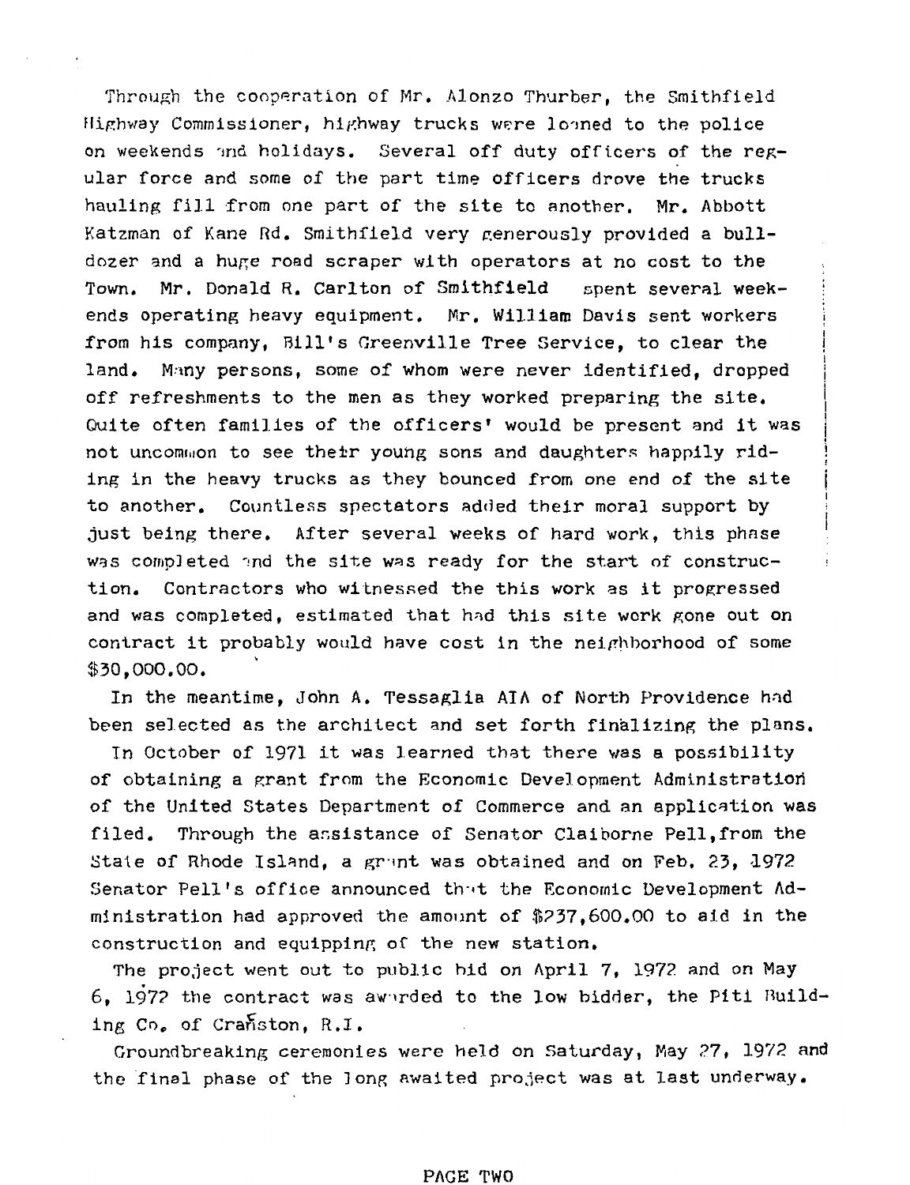Through the cooperation of Mr. Alonzo Thurber, the Smithfield Highway Commissioner, highway trucks were loaned to the police on weekends and holidays. Several off duty officers of the regular force and some of the part time officers drove the trucks hauling fill from one part of the site to another. Mr. Abbott Katzman of Kane Rd. Smithfield very generously provided a bulldozer and a huge road scraper with operators at no cost to the Town. Mr. Donald R. Carlton of Smithfield spent several weekends operating heavy equipment. Mr. William Davis sent workers from his company, Bill's Greenville Tree Service, to clear the land. Many persons, some of whom were never identified, dropped off refreshments to the men as they worked preparing the site. Quite often families of the officers' would be present and it was not uncommon to see their young sons and daughters happily riding in the heavy trucks as they bounced from one end of the site to another. Countless spectators added their moral support by just being there. After several weeks of hard work, this phase was completed and the site was ready for the start of construction. Contractors who witnessed the this work as it progressed and was completed, estimated that had this site work gone out on contract it probably would have cost in the neighborhood of some $30,000.00.

In the meantime, John A. Tessaglia AIA of North Providence had been selected as the architect and set forth finalizing the plans.

In October of 1971 it was learned that there was a possibility of obtaining a grant from the Economic Development Administration of the United States Department of Commerce and an application was filed. Through the assistance of Senator Claiborne Pell, from the State of Rhode Island, a grant was obtained and on Feb. 23, 1972 Senator Pell's office announced that the Economic Development Administration had approved the amount of $237,600.00 to aid in the construction and equipping of the new station.

The project went out to public bid on April 7, 1972 and on May 6, 1972 the contract was awarded to the low bidder, the Piti Building Co. of Cranston, R.I.

Groundbreaking ceremonies were held on Saturday, May 27, 1972 and the final phase of the long awaited project was at last underway.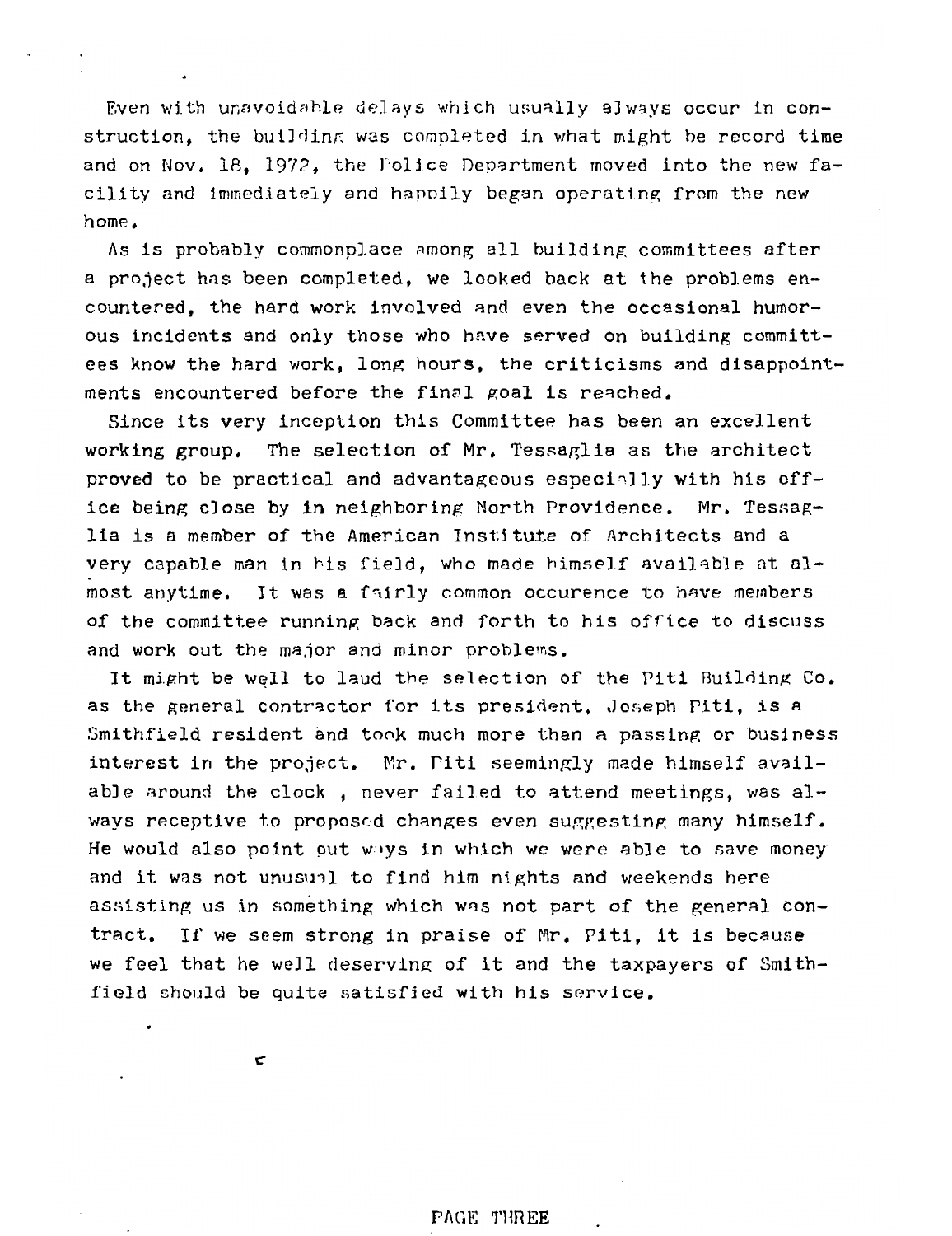Even with unavoidable delays which usually always occur in construction, the building was completed in what might be record time and on Nov. 18, 1972, the Police Department moved into the new facility and immediately and happily began operating from the new home.

As is probably commonplace among all building committees after a project has been completed, we looked back at the problems encountered, the hard work involved and even the occasional humorous incidents and only those who have served on building committees know the hard work, long hours, the criticisms and disappointments encountered before the final goal is reached.

Since its very inception this Committee has been an excellent working group. The selection of Mr. Tessaglia as the architect proved to be practical and advantageous especially with his office being close by in neighboring North Providence. Mr. Tessaglia is a member of the American Institute of Architects and a very capable man in his field, who made himself available at almost anytime. It was a fairly common occurence to have members of the committee running back and forth to his office to discuss and work out the major and minor problems.

It might be well to laud the selection of the Piti Building Co. as the general contractor for its president, Joseph Piti, is a Smithfield resident and took much more than a passing or business interest in the project. Mr. Piti seemingly made himself available around the clock , never failed to attend meetings, was always receptive to proposed changes even suggesting many himself. He would also point out ways in which we were able to save money and it was not unusual to find him nights and weekends here assisting us in something which was not part of the general contract. If we seem strong in praise of Mr. Piti, it is because we feel that he well deserving of it and the taxpayers of Smithfield should be quite satisfied with his service.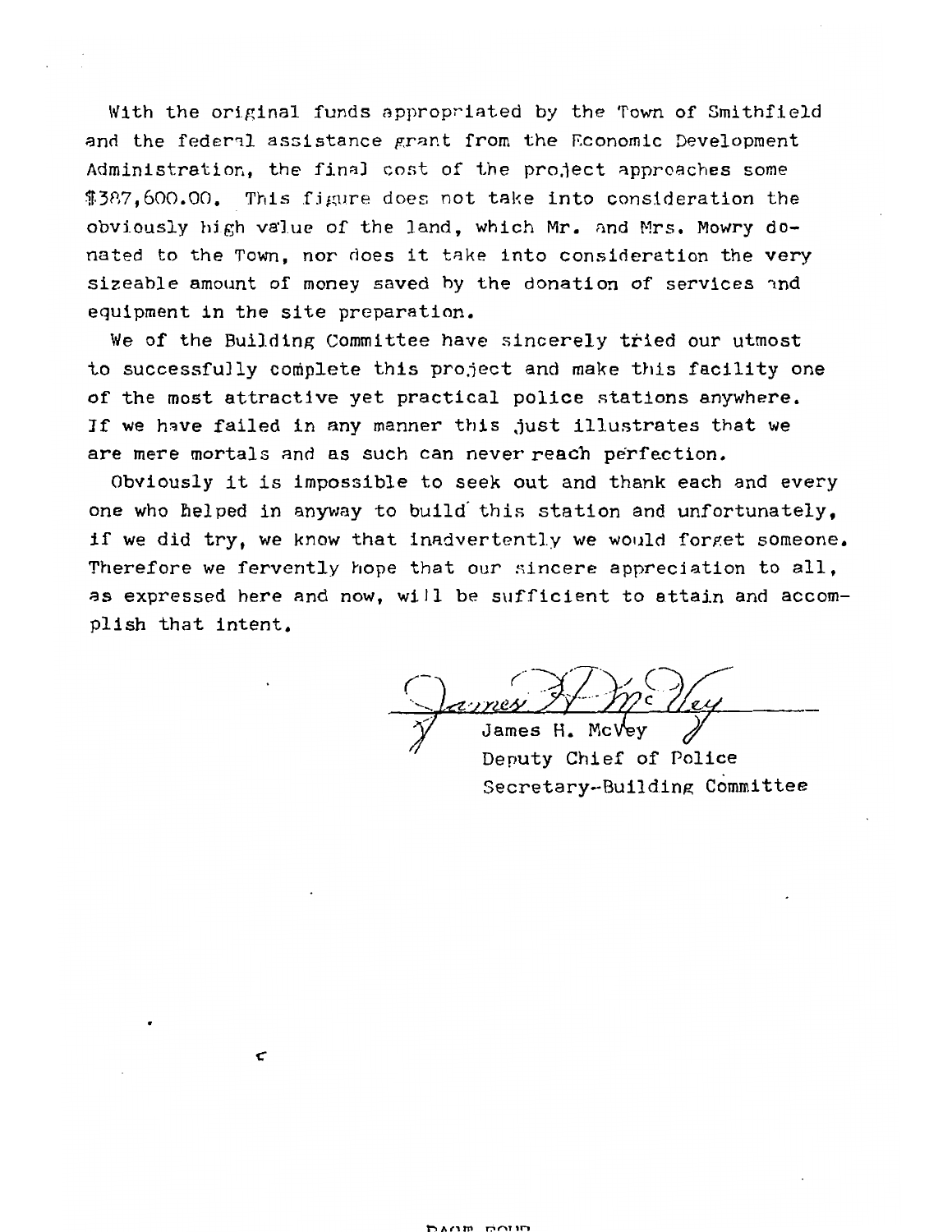With the original funds appropriated by the Town of Smithfield and the federal assistance grant from the Economic Development Administration, the final cost of the project approaches some $387,600.00. This figure does not take into consideration the obviously high value of the land, which Mr. and Mrs. Mowry donated to the Town, nor does it take into consideration the very sizeable amount of money saved by the donation of services and equipment in the site preparation.

We of the Building Committee have sincerely tried our utmost to successfully complete this project and make this facility one of the most attractive yet practical police stations anywhere. If we have failed in any manner this just illustrates that we are mere mortals and as such can never reach perfection.

Obviously it is impossible to seek out and thank each and every one who helped in anyway to build this station and unfortunately, if we did try, we know that inadvertently we would forget someone. Therefore we fervently hope that our sincere appreciation to all, as expressed here and now, will be sufficient to attain and accomplish that intent.

James H. McVey
Deputy Chief of Police
Secretary-Building Committee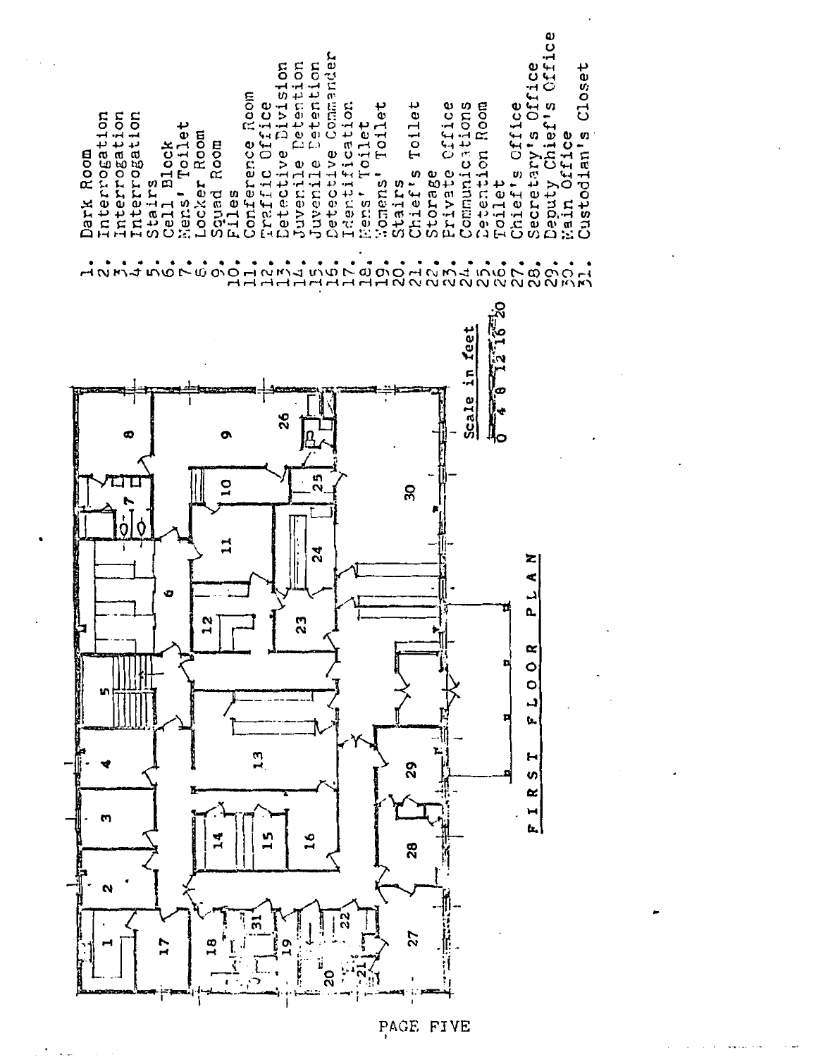# FIRST FLOOR PLAN

Scale in feet: 0 4 8 12 16 20

1. Dark Room
2. Interrogation
3. Interrogation
4. Interrogation
5. Stairs
6. Cell Block
7. Mens' Toilet
8. Locker Room
9. Squad Room
10. Files
11. Conference Room
12. Traffic Office
13. Detective Division
14. Juvenile Detention
15. Juvenile Detention
16. Detective Commander
17. Identification
18. Mens' Toilet
19. Womens' Toilet
20. Stairs
21. Chief's Toilet
22. Storage
23. Private Office
24. Communications
25. Detention Room
26. Toilet
27. Chief's Office
28. Secretary's Office
29. Deputy Chief's Office
30. Main Office
31. Custodian's Closet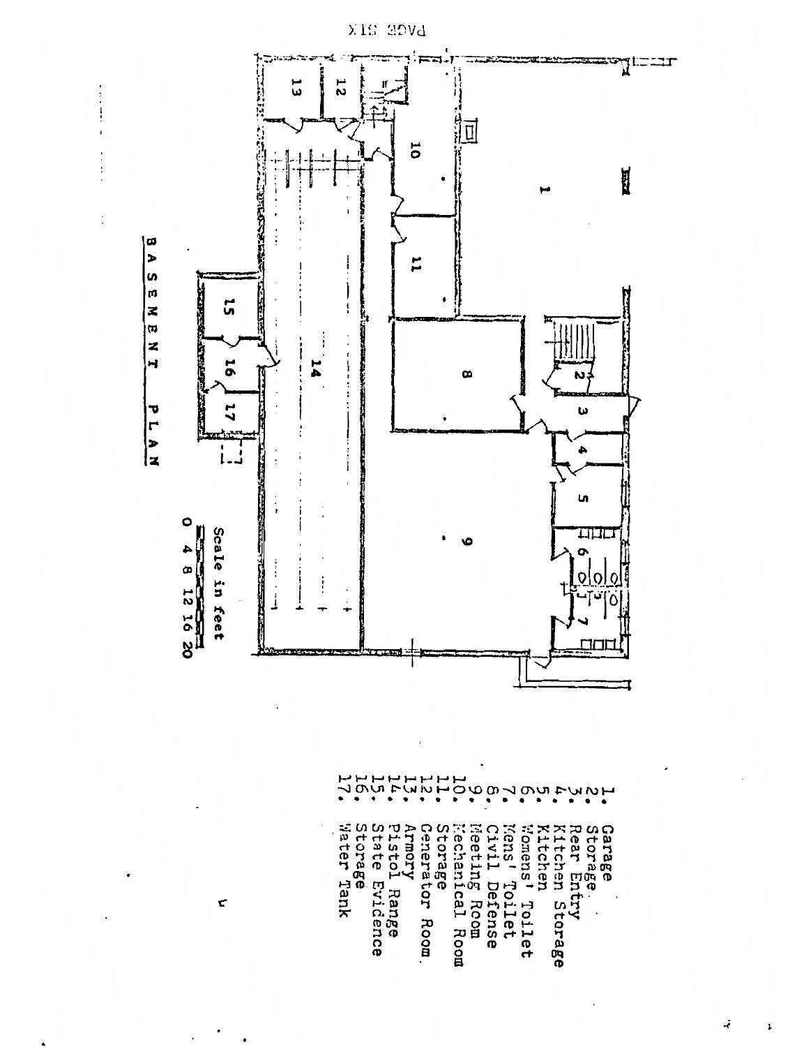# BASEMENT PLAN

Scale in feet

0 4 8 12 16 20

1. Garage
2. Storage
3. Rear Entry
4. Kitchen Storage
5. Kitchen
6. Womens' Toilet
7. Mens' Toilet
8. Civil Defense
9. Meeting Room
10. Mechanical Room
11. Storage
12. Generator Room
13. Armory
14. Pistol Range
15. State Evidence
16. Storage
17. Water Tank